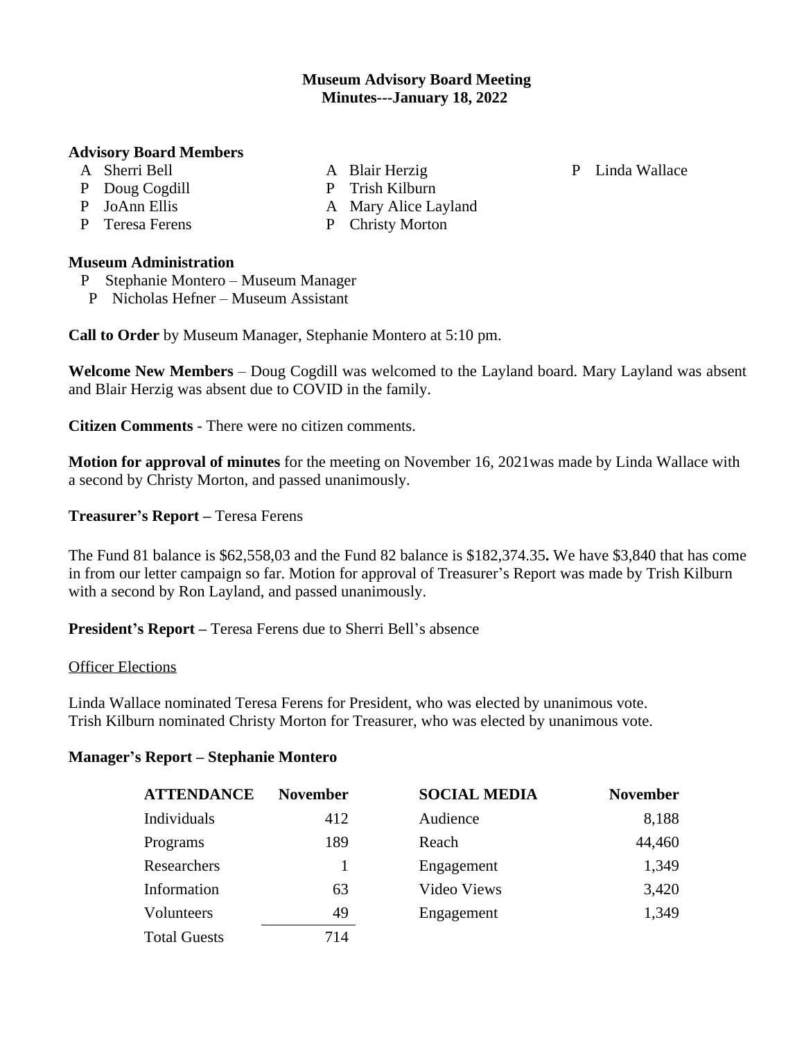**Museum Advisory Board Meeting**
**Minutes---January 18, 2022**

**Advisory Board Members**

- A Sherri Bell
- P Doug Cogdill
- P JoAnn Ellis
- P Teresa Ferens
- A Blair Herzig
- P Trish Kilburn
- A Mary Alice Layland
- P Christy Morton
- P Linda Wallace

**Museum Administration**

- P Stephanie Montero – Museum Manager
- P Nicholas Hefner – Museum Assistant

**Call to Order** by Museum Manager, Stephanie Montero at 5:10 pm.

**Welcome New Members** – Doug Cogdill was welcomed to the Layland board. Mary Layland was absent and Blair Herzig was absent due to COVID in the family.

**Citizen Comments** - There were no citizen comments.

**Motion for approval of minutes** for the meeting on November 16, 2021was made by Linda Wallace with a second by Christy Morton, and passed unanimously.

**Treasurer's Report –** Teresa Ferens

The Fund 81 balance is $62,558,03 and the Fund 82 balance is $182,374.35**.** We have $3,840 that has come in from our letter campaign so far. Motion for approval of Treasurer's Report was made by Trish Kilburn with a second by Ron Layland, and passed unanimously.

**President's Report –** Teresa Ferens due to Sherri Bell's absence

Officer Elections

Linda Wallace nominated Teresa Ferens for President, who was elected by unanimous vote.
Trish Kilburn nominated Christy Morton for Treasurer, who was elected by unanimous vote.

**Manager's Report – Stephanie Montero**

| ATTENDANCE | November |
|---|---|
| Individuals | 412 |
| Programs | 189 |
| Researchers | 1 |
| Information | 63 |
| Volunteers | 49 |
| Total Guests | 714 |

| SOCIAL MEDIA | November |
|---|---|
| Audience | 8,188 |
| Reach | 44,460 |
| Engagement | 1,349 |
| Video Views | 3,420 |
| Engagement | 1,349 |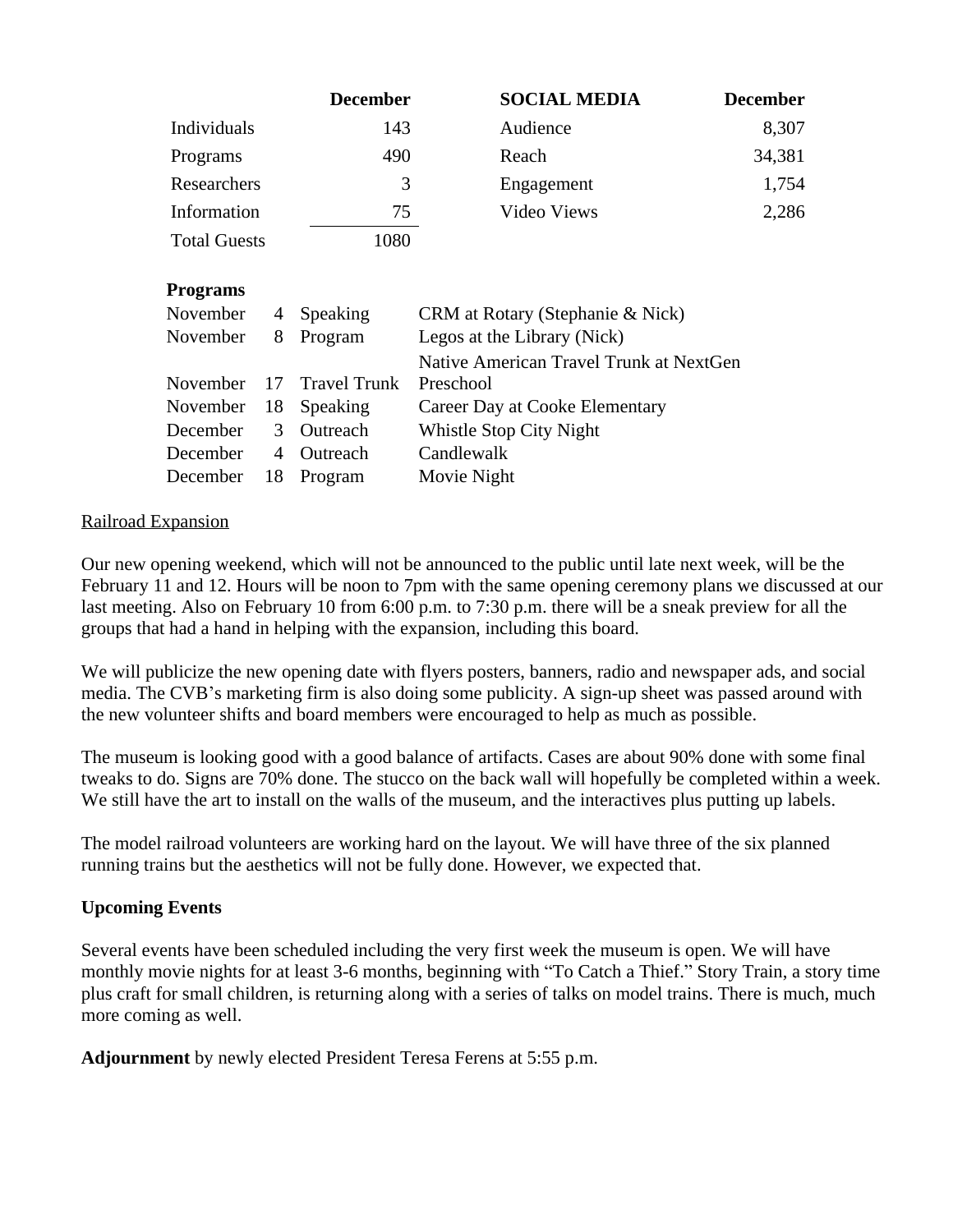| | December |
|---|---|
| Individuals | 143 |
| Programs | 490 |
| Researchers | 3 |
| Information | 75 |
| Total Guests | 1080 |

| SOCIAL MEDIA | December |
|---|---|
| Audience | 8,307 |
| Reach | 34,381 |
| Engagement | 1,754 |
| Video Views | 2,286 |

**Programs**

| | | | |
|---|---|---|---|
| November | 4 | Speaking | CRM at Rotary (Stephanie & Nick) |
| November | 8 | Program | Legos at the Library (Nick) |
| November | 17 | Travel Trunk | Native American Travel Trunk at NextGen Preschool |
| November | 18 | Speaking | Career Day at Cooke Elementary |
| December | 3 | Outreach | Whistle Stop City Night |
| December | 4 | Outreach | Candlewalk |
| December | 18 | Program | Movie Night |

<u>Railroad Expansion</u>

Our new opening weekend, which will not be announced to the public until late next week, will be the February 11 and 12. Hours will be noon to 7pm with the same opening ceremony plans we discussed at our last meeting. Also on February 10 from 6:00 p.m. to 7:30 p.m. there will be a sneak preview for all the groups that had a hand in helping with the expansion, including this board.

We will publicize the new opening date with flyers posters, banners, radio and newspaper ads, and social media. The CVB's marketing firm is also doing some publicity. A sign-up sheet was passed around with the new volunteer shifts and board members were encouraged to help as much as possible.

The museum is looking good with a good balance of artifacts. Cases are about 90% done with some final tweaks to do. Signs are 70% done. The stucco on the back wall will hopefully be completed within a week. We still have the art to install on the walls of the museum, and the interactives plus putting up labels.

The model railroad volunteers are working hard on the layout. We will have three of the six planned running trains but the aesthetics will not be fully done. However, we expected that.

**Upcoming Events**

Several events have been scheduled including the very first week the museum is open. We will have monthly movie nights for at least 3-6 months, beginning with "To Catch a Thief." Story Train, a story time plus craft for small children, is returning along with a series of talks on model trains. There is much, much more coming as well.

**Adjournment** by newly elected President Teresa Ferens at 5:55 p.m.